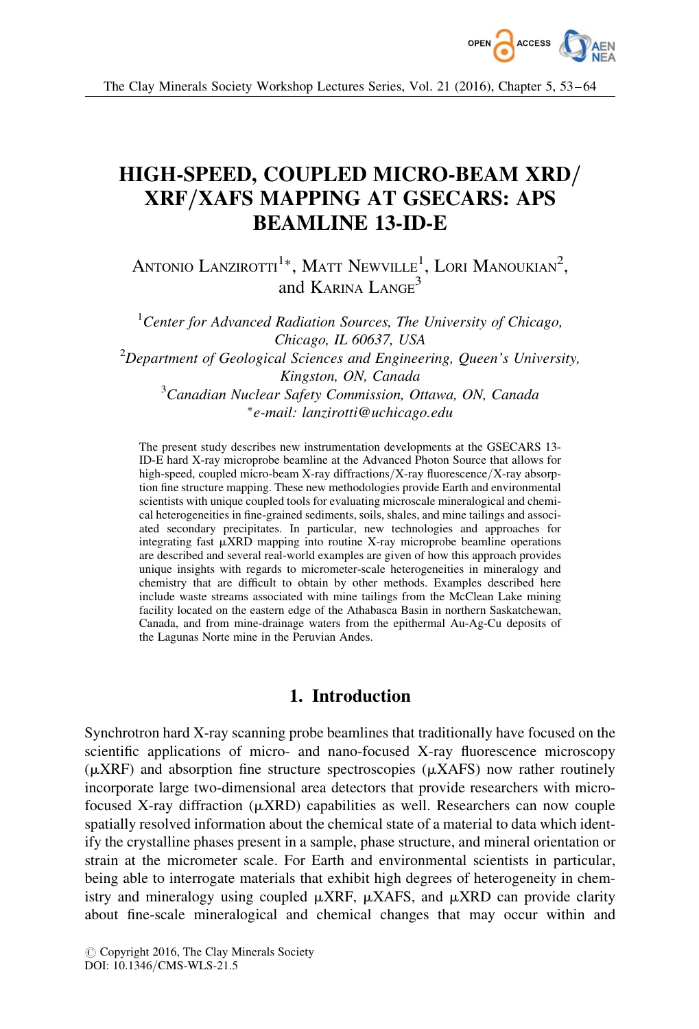# HIGH-SPEED, COUPLED MICRO-BEAM XRD/XRF/XAFS MAPPING AT GSECARS: APS BEAMLINE 13-ID-E

Antonio Lanzirotti[1]*, Matt Newville[1], Lori Manoukian[2], and Karina Lange[3]

[1]*Center for Advanced Radiation Sources, The University of Chicago, Chicago, IL 60637, USA*

[2]*Department of Geological Sciences and Engineering, Queen's University, Kingston, ON, Canada*

[3]*Canadian Nuclear Safety Commission, Ottawa, ON, Canada*

**e-mail: lanzirotti@uchicago.edu*

The present study describes new instrumentation developments at the GSECARS 13-ID-E hard X-ray microprobe beamline at the Advanced Photon Source that allows for high-speed, coupled micro-beam X-ray diffractions/X-ray fluorescence/X-ray absorption fine structure mapping. These new methodologies provide Earth and environmental scientists with unique coupled tools for evaluating microscale mineralogical and chemical heterogeneities in fine-grained sediments, soils, shales, and mine tailings and associated secondary precipitates. In particular, new technologies and approaches for integrating fast μXRD mapping into routine X-ray microprobe beamline operations are described and several real-world examples are given of how this approach provides unique insights with regards to micrometer-scale heterogeneities in mineralogy and chemistry that are difficult to obtain by other methods. Examples described here include waste streams associated with mine tailings from the McClean Lake mining facility located on the eastern edge of the Athabasca Basin in northern Saskatchewan, Canada, and from mine-drainage waters from the epithermal Au-Ag-Cu deposits of the Lagunas Norte mine in the Peruvian Andes.

## 1. Introduction

Synchrotron hard X-ray scanning probe beamlines that traditionally have focused on the scientific applications of micro- and nano-focused X-ray fluorescence microscopy (μXRF) and absorption fine structure spectroscopies (μXAFS) now rather routinely incorporate large two-dimensional area detectors that provide researchers with micro-focused X-ray diffraction (μXRD) capabilities as well. Researchers can now couple spatially resolved information about the chemical state of a material to data which identify the crystalline phases present in a sample, phase structure, and mineral orientation or strain at the micrometer scale. For Earth and environmental scientists in particular, being able to interrogate materials that exhibit high degrees of heterogeneity in chemistry and mineralogy using coupled μXRF, μXAFS, and μXRD can provide clarity about fine-scale mineralogical and chemical changes that may occur within and

© Copyright 2016, The Clay Minerals Society
DOI: 10.1346/CMS-WLS-21.5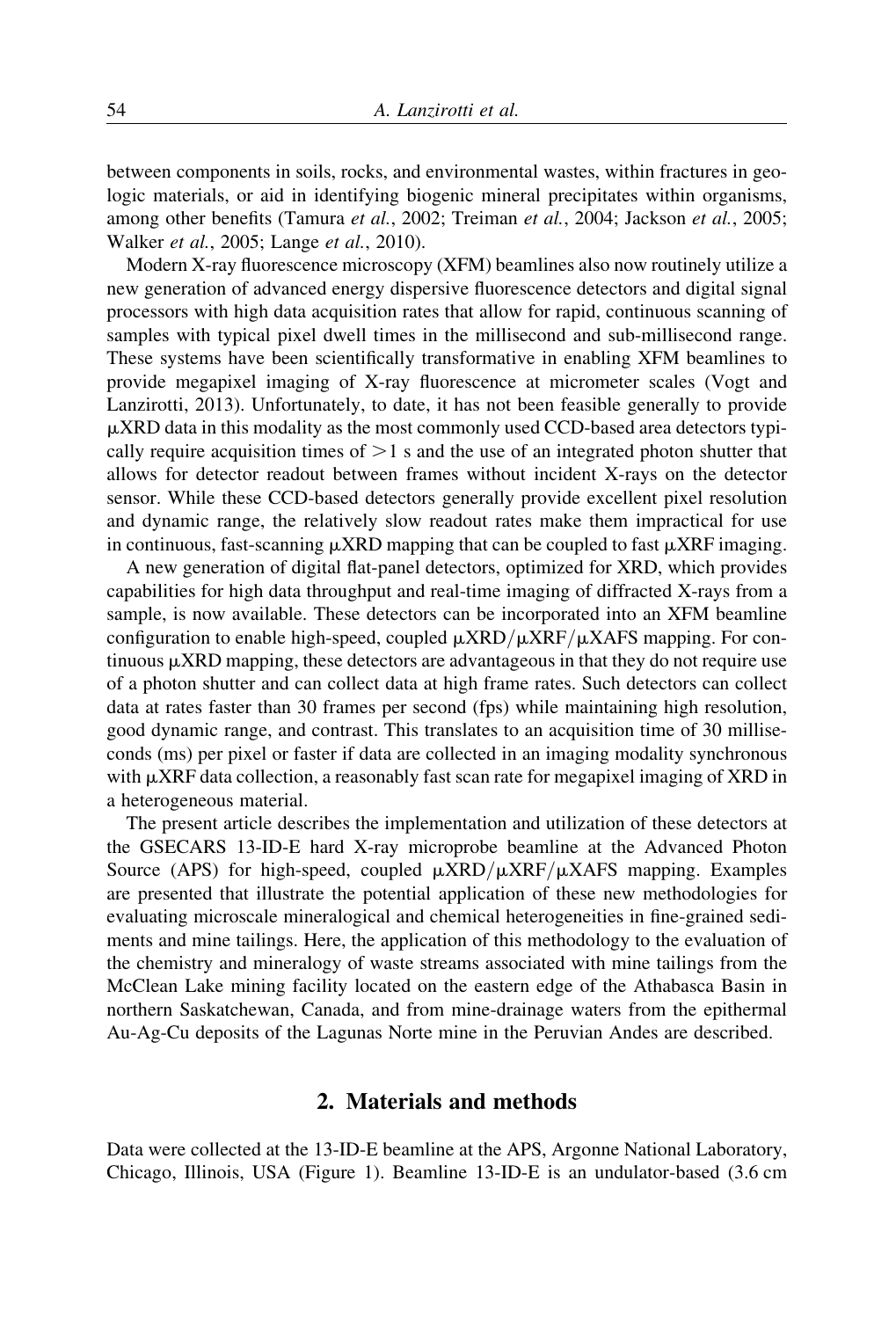between components in soils, rocks, and environmental wastes, within fractures in geologic materials, or aid in identifying biogenic mineral precipitates within organisms, among other benefits (Tamura *et al.*, 2002; Treiman *et al.*, 2004; Jackson *et al.*, 2005; Walker *et al.*, 2005; Lange *et al.*, 2010).

Modern X-ray fluorescence microscopy (XFM) beamlines also now routinely utilize a new generation of advanced energy dispersive fluorescence detectors and digital signal processors with high data acquisition rates that allow for rapid, continuous scanning of samples with typical pixel dwell times in the millisecond and sub-millisecond range. These systems have been scientifically transformative in enabling XFM beamlines to provide megapixel imaging of X-ray fluorescence at micrometer scales (Vogt and Lanzirotti, 2013). Unfortunately, to date, it has not been feasible generally to provide μXRD data in this modality as the most commonly used CCD-based area detectors typically require acquisition times of $>1$ s and the use of an integrated photon shutter that allows for detector readout between frames without incident X-rays on the detector sensor. While these CCD-based detectors generally provide excellent pixel resolution and dynamic range, the relatively slow readout rates make them impractical for use in continuous, fast-scanning μXRD mapping that can be coupled to fast μXRF imaging.

A new generation of digital flat-panel detectors, optimized for XRD, which provides capabilities for high data throughput and real-time imaging of diffracted X-rays from a sample, is now available. These detectors can be incorporated into an XFM beamline configuration to enable high-speed, coupled μXRD/μXRF/μXAFS mapping. For continuous μXRD mapping, these detectors are advantageous in that they do not require use of a photon shutter and can collect data at high frame rates. Such detectors can collect data at rates faster than 30 frames per second (fps) while maintaining high resolution, good dynamic range, and contrast. This translates to an acquisition time of 30 milliseconds (ms) per pixel or faster if data are collected in an imaging modality synchronous with μXRF data collection, a reasonably fast scan rate for megapixel imaging of XRD in a heterogeneous material.

The present article describes the implementation and utilization of these detectors at the GSECARS 13-ID-E hard X-ray microprobe beamline at the Advanced Photon Source (APS) for high-speed, coupled μXRD/μXRF/μXAFS mapping. Examples are presented that illustrate the potential application of these new methodologies for evaluating microscale mineralogical and chemical heterogeneities in fine-grained sediments and mine tailings. Here, the application of this methodology to the evaluation of the chemistry and mineralogy of waste streams associated with mine tailings from the McClean Lake mining facility located on the eastern edge of the Athabasca Basin in northern Saskatchewan, Canada, and from mine-drainage waters from the epithermal Au-Ag-Cu deposits of the Lagunas Norte mine in the Peruvian Andes are described.

## 2. Materials and methods

Data were collected at the 13-ID-E beamline at the APS, Argonne National Laboratory, Chicago, Illinois, USA (Figure 1). Beamline 13-ID-E is an undulator-based (3.6 cm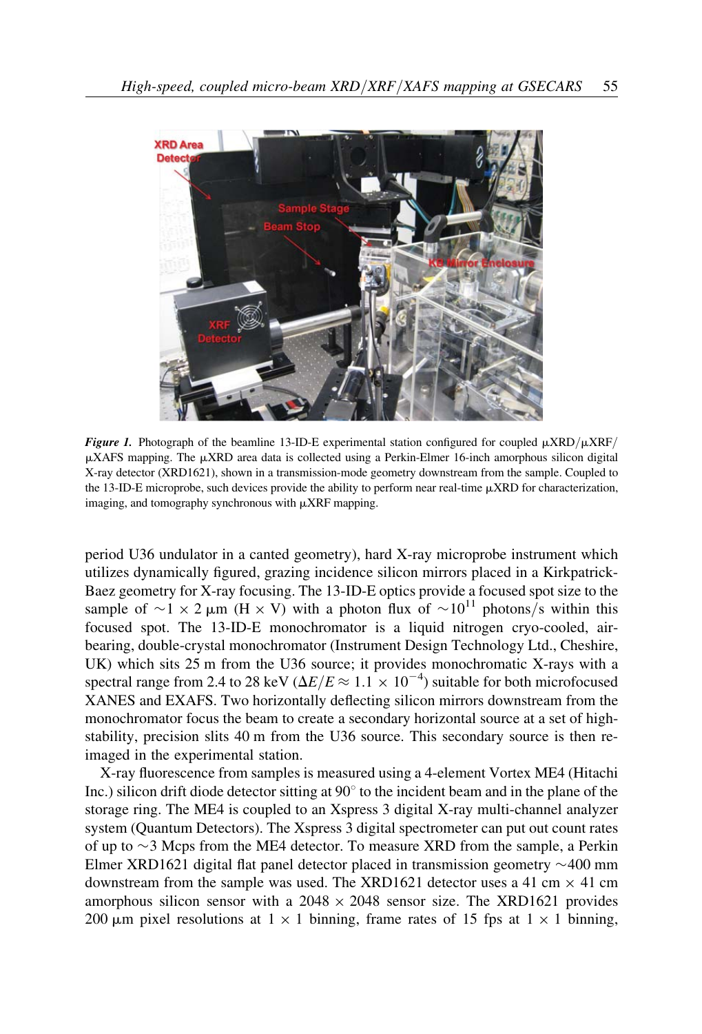*Figure 1.* Photograph of the beamline 13-ID-E experimental station configured for coupled μXRD/μXRF/μXAFS mapping. The μXRD area data is collected using a Perkin-Elmer 16-inch amorphous silicon digital X-ray detector (XRD1621), shown in a transmission-mode geometry downstream from the sample. Coupled to the 13-ID-E microprobe, such devices provide the ability to perform near real-time μXRD for characterization, imaging, and tomography synchronous with μXRF mapping.

period U36 undulator in a canted geometry), hard X-ray microprobe instrument which utilizes dynamically figured, grazing incidence silicon mirrors placed in a Kirkpatrick-Baez geometry for X-ray focusing. The 13-ID-E optics provide a focused spot size to the sample of $\sim 1 \times 2$ μm (H × V) with a photon flux of $\sim 10^{11}$ photons/s within this focused spot. The 13-ID-E monochromator is a liquid nitrogen cryo-cooled, air-bearing, double-crystal monochromator (Instrument Design Technology Ltd., Cheshire, UK) which sits 25 m from the U36 source; it provides monochromatic X-rays with a spectral range from 2.4 to 28 keV ($\Delta E/E \approx 1.1 \times 10^{-4}$) suitable for both microfocused XANES and EXAFS. Two horizontally deflecting silicon mirrors downstream from the monochromator focus the beam to create a secondary horizontal source at a set of high-stability, precision slits 40 m from the U36 source. This secondary source is then re-imaged in the experimental station.

X-ray fluorescence from samples is measured using a 4-element Vortex ME4 (Hitachi Inc.) silicon drift diode detector sitting at 90° to the incident beam and in the plane of the storage ring. The ME4 is coupled to an Xspress 3 digital X-ray multi-channel analyzer system (Quantum Detectors). The Xspress 3 digital spectrometer can put out count rates of up to ~3 Mcps from the ME4 detector. To measure XRD from the sample, a Perkin Elmer XRD1621 digital flat panel detector placed in transmission geometry ~400 mm downstream from the sample was used. The XRD1621 detector uses a 41 cm × 41 cm amorphous silicon sensor with a 2048 × 2048 sensor size. The XRD1621 provides 200 μm pixel resolutions at 1 × 1 binning, frame rates of 15 fps at 1 × 1 binning,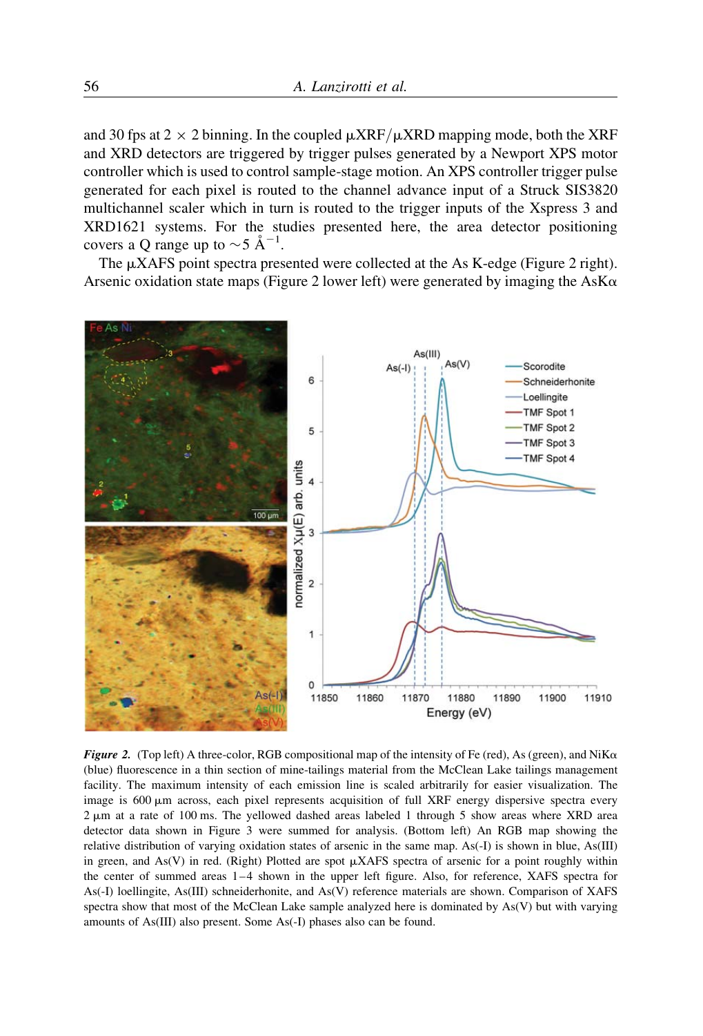and 30 fps at 2 × 2 binning. In the coupled μXRF/μXRD mapping mode, both the XRF and XRD detectors are triggered by trigger pulses generated by a Newport XPS motor controller which is used to control sample-stage motion. An XPS controller trigger pulse generated for each pixel is routed to the channel advance input of a Struck SIS3820 multichannel scaler which in turn is routed to the trigger inputs of the Xspress 3 and XRD1621 systems. For the studies presented here, the area detector positioning covers a Q range up to ~5 Å$^{-1}$.

The μXAFS point spectra presented were collected at the As K-edge (Figure 2 right). Arsenic oxidation state maps (Figure 2 lower left) were generated by imaging the AsKα

***Figure 2.*** (Top left) A three-color, RGB compositional map of the intensity of Fe (red), As (green), and NiKα (blue) fluorescence in a thin section of mine-tailings material from the McClean Lake tailings management facility. The maximum intensity of each emission line is scaled arbitrarily for easier visualization. The image is 600 μm across, each pixel represents acquisition of full XRF energy dispersive spectra every 2 μm at a rate of 100 ms. The yellowed dashed areas labeled 1 through 5 show areas where XRD area detector data shown in Figure 3 were summed for analysis. (Bottom left) An RGB map showing the relative distribution of varying oxidation states of arsenic in the same map. As(-I) is shown in blue, As(III) in green, and As(V) in red. (Right) Plotted are spot μXAFS spectra of arsenic for a point roughly within the center of summed areas 1–4 shown in the upper left figure. Also, for reference, XAFS spectra for As(-I) loellingite, As(III) schneiderhonite, and As(V) reference materials are shown. Comparison of XAFS spectra show that most of the McClean Lake sample analyzed here is dominated by As(V) but with varying amounts of As(III) also present. Some As(-I) phases also can be found.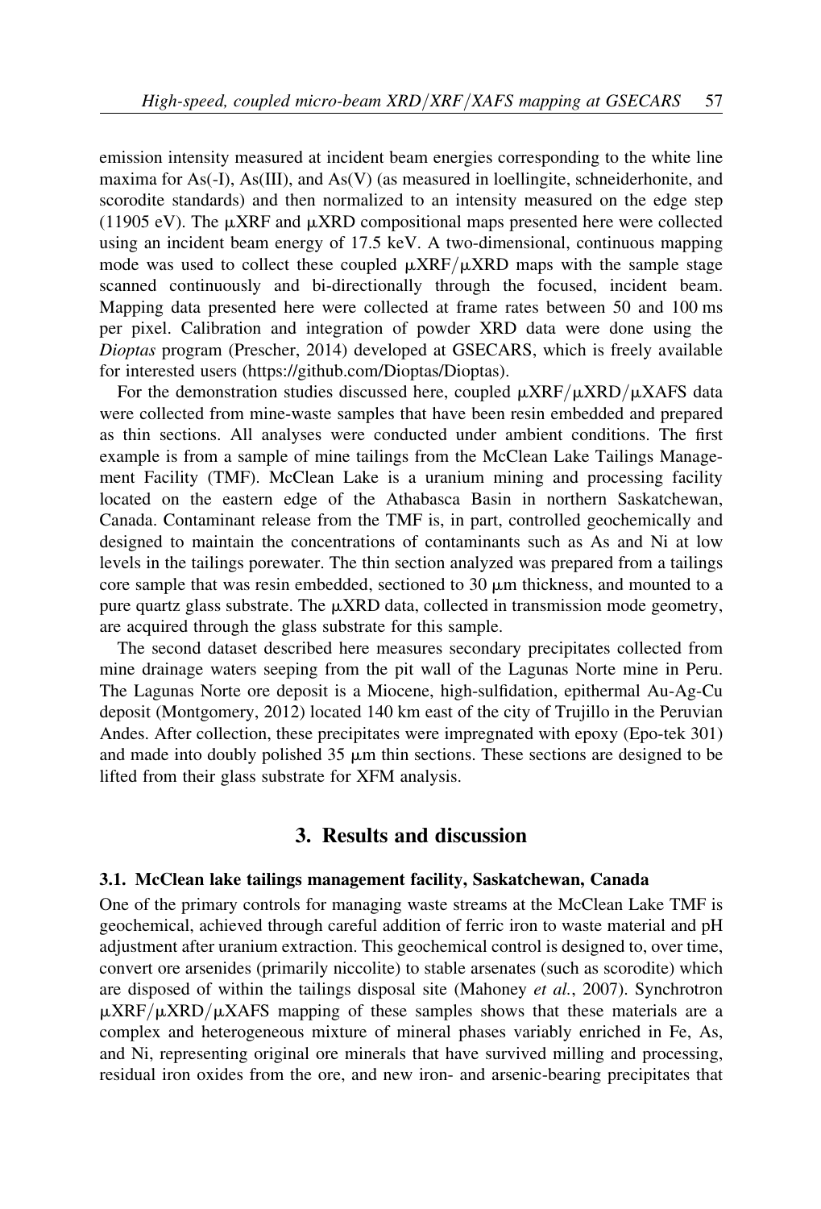emission intensity measured at incident beam energies corresponding to the white line maxima for As(-I), As(III), and As(V) (as measured in loellingite, schneiderhonite, and scorodite standards) and then normalized to an intensity measured on the edge step (11905 eV). The μXRF and μXRD compositional maps presented here were collected using an incident beam energy of 17.5 keV. A two-dimensional, continuous mapping mode was used to collect these coupled μXRF/μXRD maps with the sample stage scanned continuously and bi-directionally through the focused, incident beam. Mapping data presented here were collected at frame rates between 50 and 100 ms per pixel. Calibration and integration of powder XRD data were done using the *Dioptas* program (Prescher, 2014) developed at GSECARS, which is freely available for interested users (https://github.com/Dioptas/Dioptas).

For the demonstration studies discussed here, coupled μXRF/μXRD/μXAFS data were collected from mine-waste samples that have been resin embedded and prepared as thin sections. All analyses were conducted under ambient conditions. The first example is from a sample of mine tailings from the McClean Lake Tailings Management Facility (TMF). McClean Lake is a uranium mining and processing facility located on the eastern edge of the Athabasca Basin in northern Saskatchewan, Canada. Contaminant release from the TMF is, in part, controlled geochemically and designed to maintain the concentrations of contaminants such as As and Ni at low levels in the tailings porewater. The thin section analyzed was prepared from a tailings core sample that was resin embedded, sectioned to 30 μm thickness, and mounted to a pure quartz glass substrate. The μXRD data, collected in transmission mode geometry, are acquired through the glass substrate for this sample.

The second dataset described here measures secondary precipitates collected from mine drainage waters seeping from the pit wall of the Lagunas Norte mine in Peru. The Lagunas Norte ore deposit is a Miocene, high-sulfidation, epithermal Au-Ag-Cu deposit (Montgomery, 2012) located 140 km east of the city of Trujillo in the Peruvian Andes. After collection, these precipitates were impregnated with epoxy (Epo-tek 301) and made into doubly polished 35 μm thin sections. These sections are designed to be lifted from their glass substrate for XFM analysis.

## 3. Results and discussion

### 3.1. McClean lake tailings management facility, Saskatchewan, Canada

One of the primary controls for managing waste streams at the McClean Lake TMF is geochemical, achieved through careful addition of ferric iron to waste material and pH adjustment after uranium extraction. This geochemical control is designed to, over time, convert ore arsenides (primarily niccolite) to stable arsenates (such as scorodite) which are disposed of within the tailings disposal site (Mahoney *et al.*, 2007). Synchrotron μXRF/μXRD/μXAFS mapping of these samples shows that these materials are a complex and heterogeneous mixture of mineral phases variably enriched in Fe, As, and Ni, representing original ore minerals that have survived milling and processing, residual iron oxides from the ore, and new iron- and arsenic-bearing precipitates that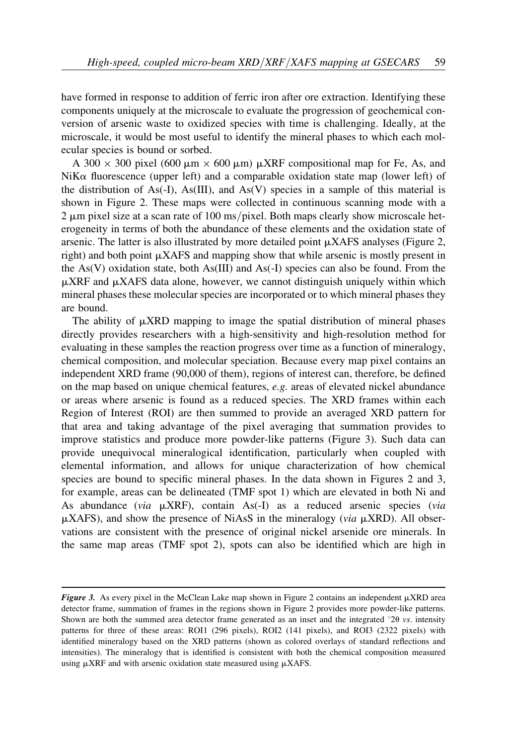have formed in response to addition of ferric iron after ore extraction. Identifying these components uniquely at the microscale to evaluate the progression of geochemical conversion of arsenic waste to oxidized species with time is challenging. Ideally, at the microscale, it would be most useful to identify the mineral phases to which each molecular species is bound or sorbed.

A $300 \times 300$ pixel (600 μm × 600 μm) μXRF compositional map for Fe, As, and NiKα fluorescence (upper left) and a comparable oxidation state map (lower left) of the distribution of As(-I), As(III), and As(V) species in a sample of this material is shown in Figure 2. These maps were collected in continuous scanning mode with a 2 μm pixel size at a scan rate of 100 ms/pixel. Both maps clearly show microscale heterogeneity in terms of both the abundance of these elements and the oxidation state of arsenic. The latter is also illustrated by more detailed point μXAFS analyses (Figure 2, right) and both point μXAFS and mapping show that while arsenic is mostly present in the As(V) oxidation state, both As(III) and As(-I) species can also be found. From the μXRF and μXAFS data alone, however, we cannot distinguish uniquely within which mineral phases these molecular species are incorporated or to which mineral phases they are bound.

The ability of μXRD mapping to image the spatial distribution of mineral phases directly provides researchers with a high-sensitivity and high-resolution method for evaluating in these samples the reaction progress over time as a function of mineralogy, chemical composition, and molecular speciation. Because every map pixel contains an independent XRD frame (90,000 of them), regions of interest can, therefore, be defined on the map based on unique chemical features, *e.g.* areas of elevated nickel abundance or areas where arsenic is found as a reduced species. The XRD frames within each Region of Interest (ROI) are then summed to provide an averaged XRD pattern for that area and taking advantage of the pixel averaging that summation provides to improve statistics and produce more powder-like patterns (Figure 3). Such data can provide unequivocal mineralogical identification, particularly when coupled with elemental information, and allows for unique characterization of how chemical species are bound to specific mineral phases. In the data shown in Figures 2 and 3, for example, areas can be delineated (TMF spot 1) which are elevated in both Ni and As abundance (*via* μXRF), contain As(-I) as a reduced arsenic species (*via* μXAFS), and show the presence of NiAsS in the mineralogy (*via* μXRD). All observations are consistent with the presence of original nickel arsenide ore minerals. In the same map areas (TMF spot 2), spots can also be identified which are high in

***Figure 3.*** As every pixel in the McClean Lake map shown in Figure 2 contains an independent μXRD area detector frame, summation of frames in the regions shown in Figure 2 provides more powder-like patterns. Shown are both the summed area detector frame generated as an inset and the integrated °2θ *vs*. intensity patterns for three of these areas: ROI1 (296 pixels), ROI2 (141 pixels), and ROI3 (2322 pixels) with identified mineralogy based on the XRD patterns (shown as colored overlays of standard reflections and intensities). The mineralogy that is identified is consistent with both the chemical composition measured using μXRF and with arsenic oxidation state measured using μXAFS.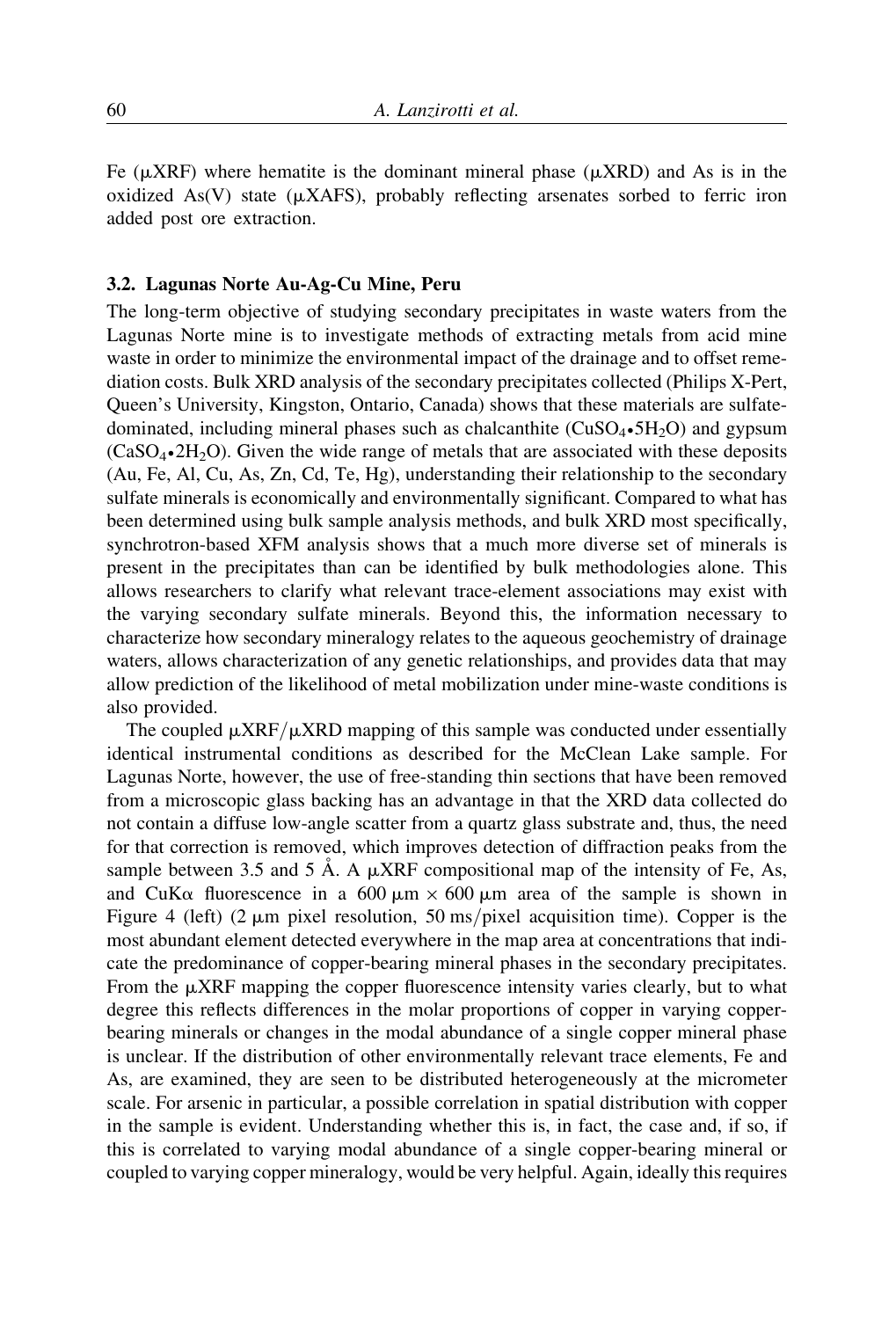Fe (μXRF) where hematite is the dominant mineral phase (μXRD) and As is in the oxidized As(V) state (μXAFS), probably reflecting arsenates sorbed to ferric iron added post ore extraction.

### 3.2. Lagunas Norte Au-Ag-Cu Mine, Peru

The long-term objective of studying secondary precipitates in waste waters from the Lagunas Norte mine is to investigate methods of extracting metals from acid mine waste in order to minimize the environmental impact of the drainage and to offset remediation costs. Bulk XRD analysis of the secondary precipitates collected (Philips X-Pert, Queen's University, Kingston, Ontario, Canada) shows that these materials are sulfate-dominated, including mineral phases such as chalcanthite ($CuSO_4 \bullet 5H_2O$) and gypsum ($CaSO_4 \bullet 2H_2O$). Given the wide range of metals that are associated with these deposits (Au, Fe, Al, Cu, As, Zn, Cd, Te, Hg), understanding their relationship to the secondary sulfate minerals is economically and environmentally significant. Compared to what has been determined using bulk sample analysis methods, and bulk XRD most specifically, synchrotron-based XFM analysis shows that a much more diverse set of minerals is present in the precipitates than can be identified by bulk methodologies alone. This allows researchers to clarify what relevant trace-element associations may exist with the varying secondary sulfate minerals. Beyond this, the information necessary to characterize how secondary mineralogy relates to the aqueous geochemistry of drainage waters, allows characterization of any genetic relationships, and provides data that may allow prediction of the likelihood of metal mobilization under mine-waste conditions is also provided.

The coupled μXRF/μXRD mapping of this sample was conducted under essentially identical instrumental conditions as described for the McClean Lake sample. For Lagunas Norte, however, the use of free-standing thin sections that have been removed from a microscopic glass backing has an advantage in that the XRD data collected do not contain a diffuse low-angle scatter from a quartz glass substrate and, thus, the need for that correction is removed, which improves detection of diffraction peaks from the sample between 3.5 and 5 Å. A μXRF compositional map of the intensity of Fe, As, and CuKα fluorescence in a 600 μm × 600 μm area of the sample is shown in Figure 4 (left) (2 μm pixel resolution, 50 ms/pixel acquisition time). Copper is the most abundant element detected everywhere in the map area at concentrations that indicate the predominance of copper-bearing mineral phases in the secondary precipitates. From the μXRF mapping the copper fluorescence intensity varies clearly, but to what degree this reflects differences in the molar proportions of copper in varying copper-bearing minerals or changes in the modal abundance of a single copper mineral phase is unclear. If the distribution of other environmentally relevant trace elements, Fe and As, are examined, they are seen to be distributed heterogeneously at the micrometer scale. For arsenic in particular, a possible correlation in spatial distribution with copper in the sample is evident. Understanding whether this is, in fact, the case and, if so, if this is correlated to varying modal abundance of a single copper-bearing mineral or coupled to varying copper mineralogy, would be very helpful. Again, ideally this requires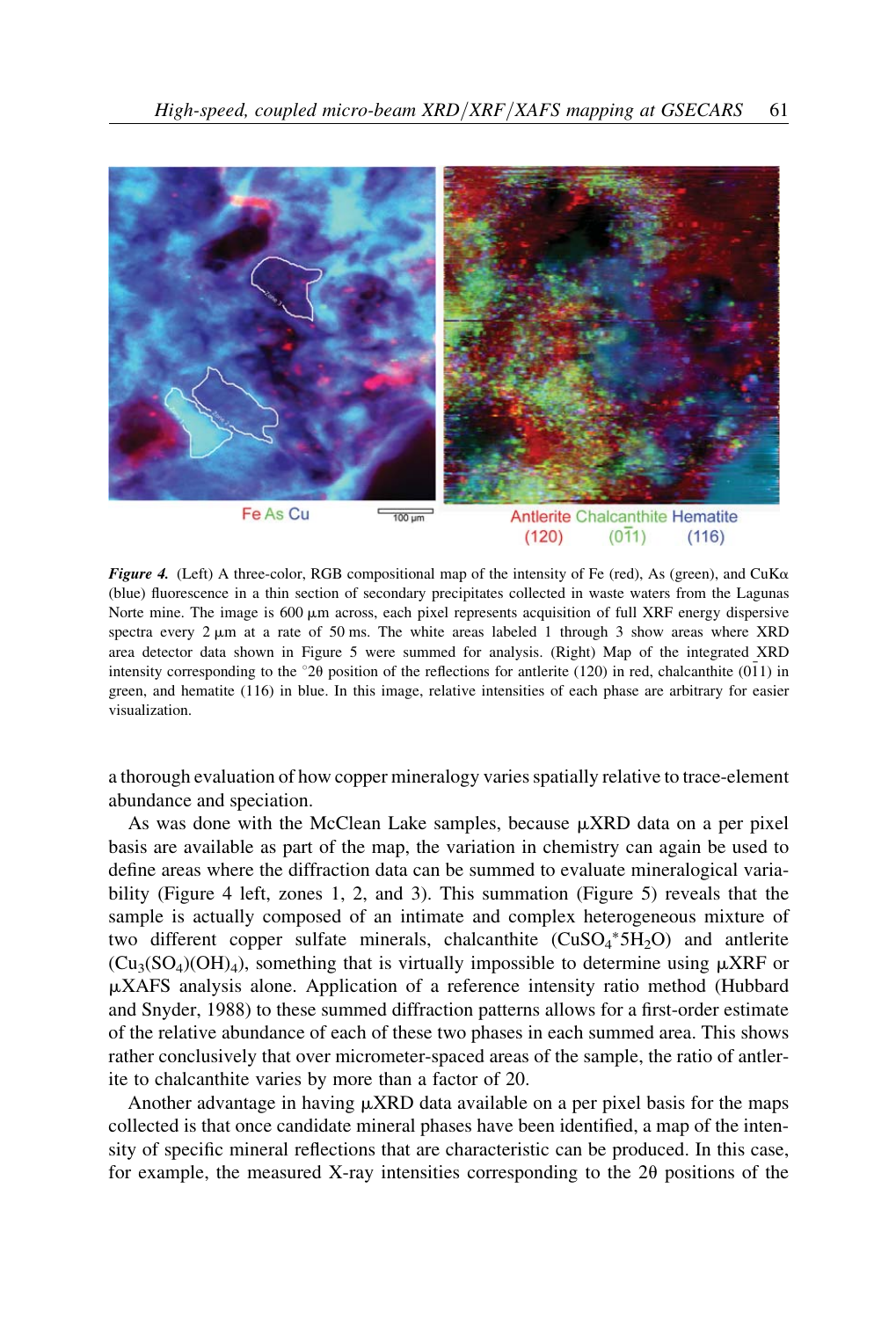Fe As Cu

Antlerite Chalcanthite Hematite
(120) (0$\bar{1}$1) (116)

*Figure 4.* (Left) A three-color, RGB compositional map of the intensity of Fe (red), As (green), and CuK$\alpha$ (blue) fluorescence in a thin section of secondary precipitates collected in waste waters from the Lagunas Norte mine. The image is 600 $\mu$m across, each pixel represents acquisition of full XRF energy dispersive spectra every 2 $\mu$m at a rate of 50 ms. The white areas labeled 1 through 3 show areas where XRD area detector data shown in Figure 5 were summed for analysis. (Right) Map of the integrated XRD intensity corresponding to the °2θ position of the reflections for antlerite (120) in red, chalcanthite (0$\bar{1}$1) in green, and hematite (116) in blue. In this image, relative intensities of each phase are arbitrary for easier visualization.

a thorough evaluation of how copper mineralogy varies spatially relative to trace-element abundance and speciation.

As was done with the McClean Lake samples, because $\mu$XRD data on a per pixel basis are available as part of the map, the variation in chemistry can again be used to define areas where the diffraction data can be summed to evaluate mineralogical variability (Figure 4 left, zones 1, 2, and 3). This summation (Figure 5) reveals that the sample is actually composed of an intimate and complex heterogeneous mixture of two different copper sulfate minerals, chalcanthite ($CuSO_4{}^*5H_2O$) and antlerite ($Cu_3(SO_4)(OH)_4$), something that is virtually impossible to determine using $\mu$XRF or $\mu$XAFS analysis alone. Application of a reference intensity ratio method (Hubbard and Snyder, 1988) to these summed diffraction patterns allows for a first-order estimate of the relative abundance of each of these two phases in each summed area. This shows rather conclusively that over micrometer-spaced areas of the sample, the ratio of antlerite to chalcanthite varies by more than a factor of 20.

Another advantage in having $\mu$XRD data available on a per pixel basis for the maps collected is that once candidate mineral phases have been identified, a map of the intensity of specific mineral reflections that are characteristic can be produced. In this case, for example, the measured X-ray intensities corresponding to the 2θ positions of the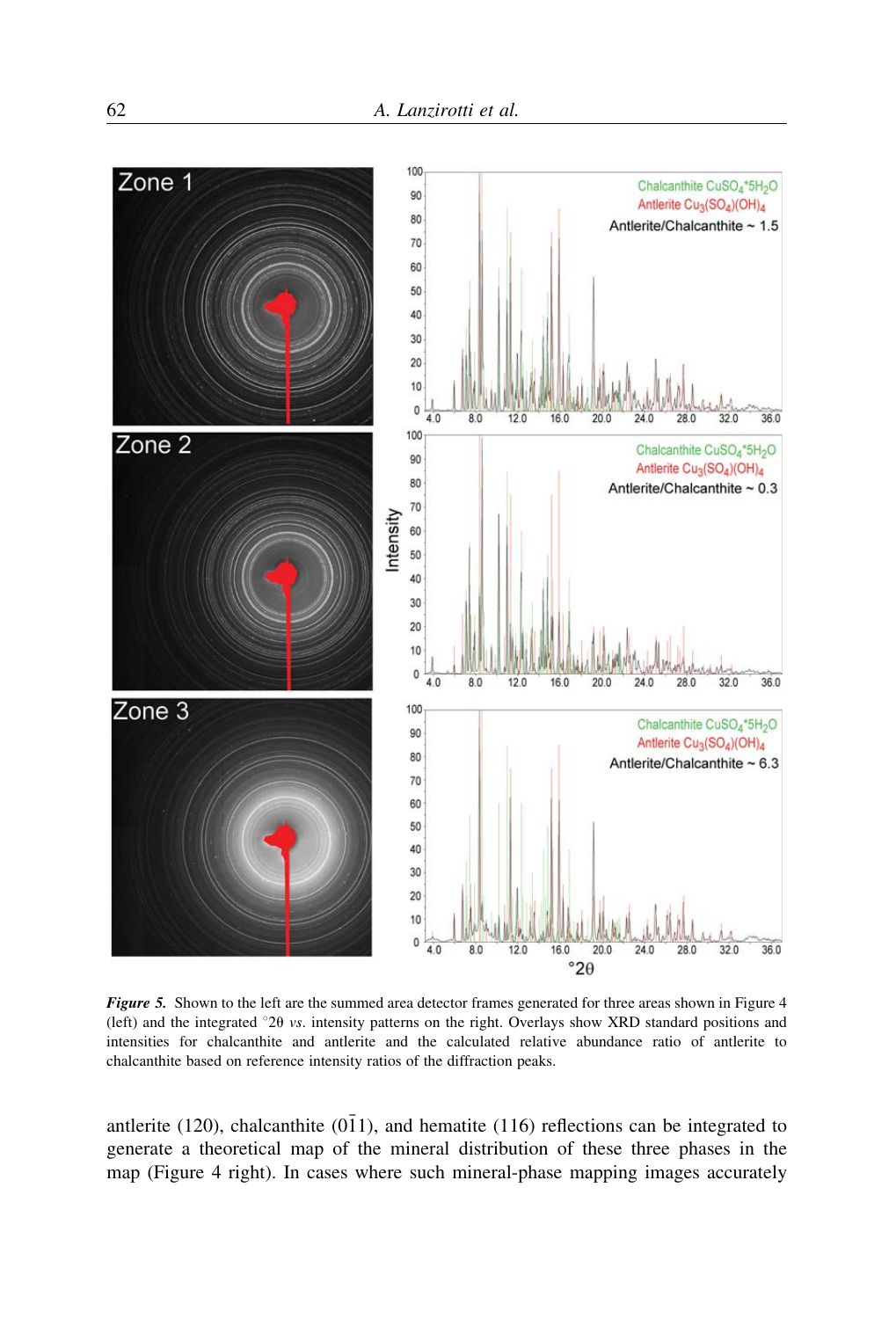*Figure 5.* Shown to the left are the summed area detector frames generated for three areas shown in Figure 4 (left) and the integrated °2θ *vs.* intensity patterns on the right. Overlays show XRD standard positions and intensities for chalcanthite and antlerite and the calculated relative abundance ratio of antlerite to chalcanthite based on reference intensity ratios of the diffraction peaks.

antlerite (120), chalcanthite $(0\bar{1}1)$, and hematite (116) reflections can be integrated to generate a theoretical map of the mineral distribution of these three phases in the map (Figure 4 right). In cases where such mineral-phase mapping images accurately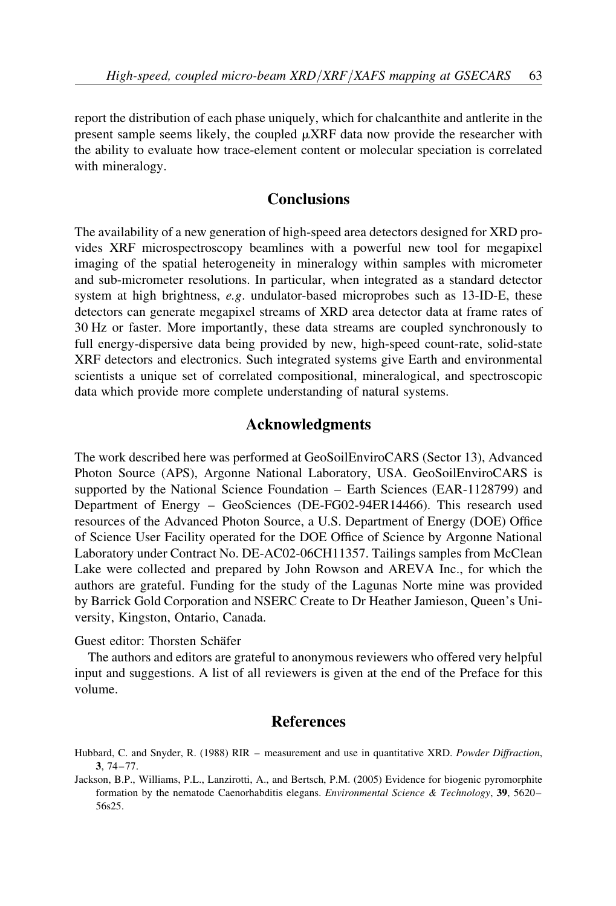report the distribution of each phase uniquely, which for chalcanthite and antlerite in the present sample seems likely, the coupled μXRF data now provide the researcher with the ability to evaluate how trace-element content or molecular speciation is correlated with mineralogy.

## Conclusions

The availability of a new generation of high-speed area detectors designed for XRD provides XRF microspectroscopy beamlines with a powerful new tool for megapixel imaging of the spatial heterogeneity in mineralogy within samples with micrometer and sub-micrometer resolutions. In particular, when integrated as a standard detector system at high brightness, *e.g.* undulator-based microprobes such as 13-ID-E, these detectors can generate megapixel streams of XRD area detector data at frame rates of 30 Hz or faster. More importantly, these data streams are coupled synchronously to full energy-dispersive data being provided by new, high-speed count-rate, solid-state XRF detectors and electronics. Such integrated systems give Earth and environmental scientists a unique set of correlated compositional, mineralogical, and spectroscopic data which provide more complete understanding of natural systems.

## Acknowledgments

The work described here was performed at GeoSoilEnviroCARS (Sector 13), Advanced Photon Source (APS), Argonne National Laboratory, USA. GeoSoilEnviroCARS is supported by the National Science Foundation – Earth Sciences (EAR-1128799) and Department of Energy – GeoSciences (DE-FG02-94ER14466). This research used resources of the Advanced Photon Source, a U.S. Department of Energy (DOE) Office of Science User Facility operated for the DOE Office of Science by Argonne National Laboratory under Contract No. DE-AC02-06CH11357. Tailings samples from McClean Lake were collected and prepared by John Rowson and AREVA Inc., for which the authors are grateful. Funding for the study of the Lagunas Norte mine was provided by Barrick Gold Corporation and NSERC Create to Dr Heather Jamieson, Queen's University, Kingston, Ontario, Canada.

Guest editor: Thorsten Schäfer

The authors and editors are grateful to anonymous reviewers who offered very helpful input and suggestions. A list of all reviewers is given at the end of the Preface for this volume.

## References

Hubbard, C. and Snyder, R. (1988) RIR – measurement and use in quantitative XRD. *Powder Diffraction*, **3**, 74–77.

Jackson, B.P., Williams, P.L., Lanzirotti, A., and Bertsch, P.M. (2005) Evidence for biogenic pyromorphite formation by the nematode Caenorhabditis elegans. *Environmental Science & Technology*, **39**, 5620–56s25.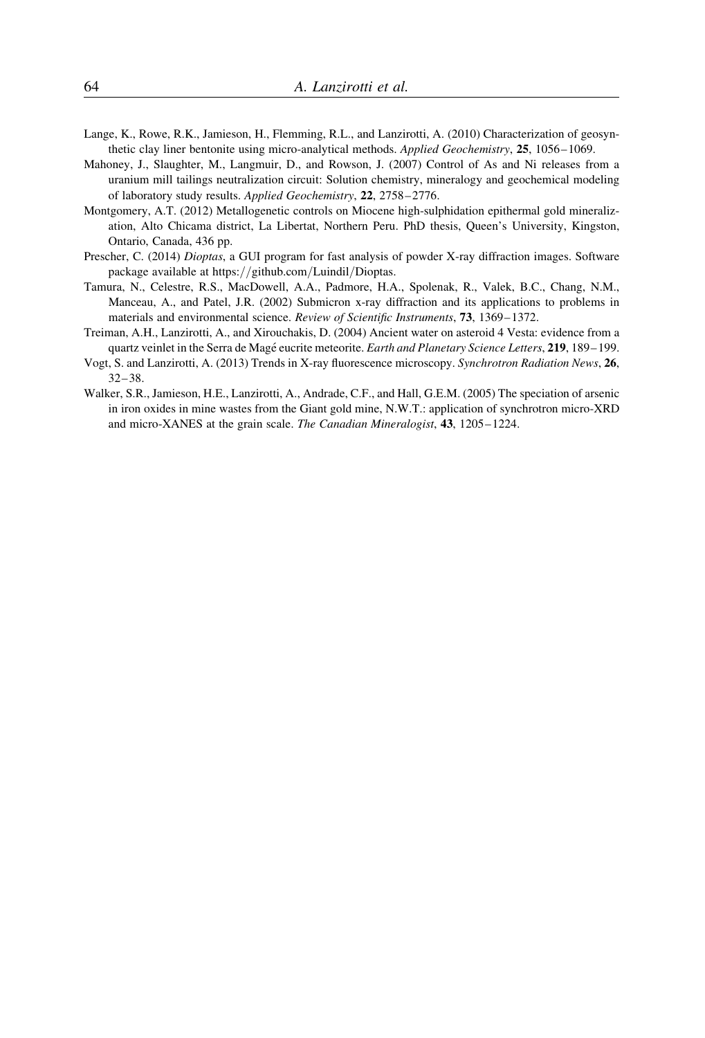Lange, K., Rowe, R.K., Jamieson, H., Flemming, R.L., and Lanzirotti, A. (2010) Characterization of geosynthetic clay liner bentonite using micro-analytical methods. *Applied Geochemistry*, **25**, 1056–1069.

Mahoney, J., Slaughter, M., Langmuir, D., and Rowson, J. (2007) Control of As and Ni releases from a uranium mill tailings neutralization circuit: Solution chemistry, mineralogy and geochemical modeling of laboratory study results. *Applied Geochemistry*, **22**, 2758–2776.

Montgomery, A.T. (2012) Metallogenetic controls on Miocene high-sulphidation epithermal gold mineralization, Alto Chicama district, La Libertat, Northern Peru. PhD thesis, Queen's University, Kingston, Ontario, Canada, 436 pp.

Prescher, C. (2014) *Dioptas*, a GUI program for fast analysis of powder X-ray diffraction images. Software package available at https://github.com/Luindil/Dioptas.

Tamura, N., Celestre, R.S., MacDowell, A.A., Padmore, H.A., Spolenak, R., Valek, B.C., Chang, N.M., Manceau, A., and Patel, J.R. (2002) Submicron x-ray diffraction and its applications to problems in materials and environmental science. *Review of Scientific Instruments*, **73**, 1369–1372.

Treiman, A.H., Lanzirotti, A., and Xirouchakis, D. (2004) Ancient water on asteroid 4 Vesta: evidence from a quartz veinlet in the Serra de Magé eucrite meteorite. *Earth and Planetary Science Letters*, **219**, 189–199.

Vogt, S. and Lanzirotti, A. (2013) Trends in X-ray fluorescence microscopy. *Synchrotron Radiation News*, **26**, 32–38.

Walker, S.R., Jamieson, H.E., Lanzirotti, A., Andrade, C.F., and Hall, G.E.M. (2005) The speciation of arsenic in iron oxides in mine wastes from the Giant gold mine, N.W.T.: application of synchrotron micro-XRD and micro-XANES at the grain scale. *The Canadian Mineralogist*, **43**, 1205–1224.